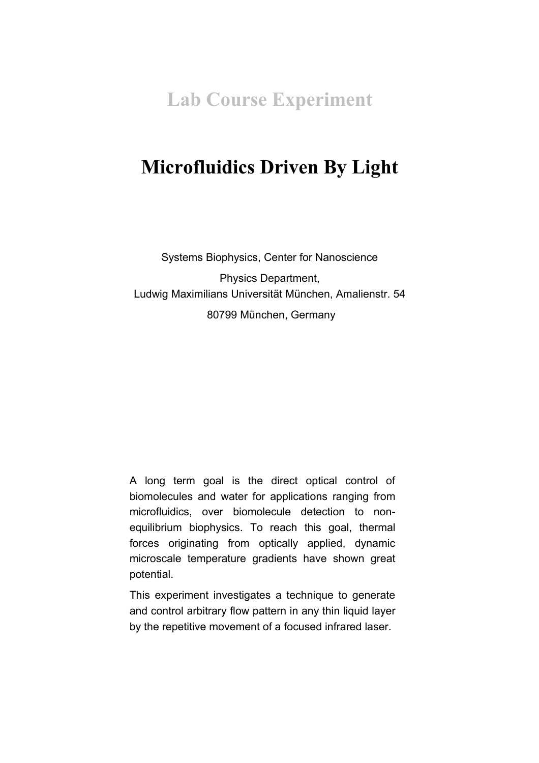# Lab Course Experiment

# Microfluidics Driven By Light

Systems Biophysics, Center for Nanoscience

Physics Department,
Ludwig Maximilians Universität München, Amalienstr. 54

80799 München, Germany

A long term goal is the direct optical control of biomolecules and water for applications ranging from microfluidics, over biomolecule detection to non-equilibrium biophysics. To reach this goal, thermal forces originating from optically applied, dynamic microscale temperature gradients have shown great potential.

This experiment investigates a technique to generate and control arbitrary flow pattern in any thin liquid layer by the repetitive movement of a focused infrared laser.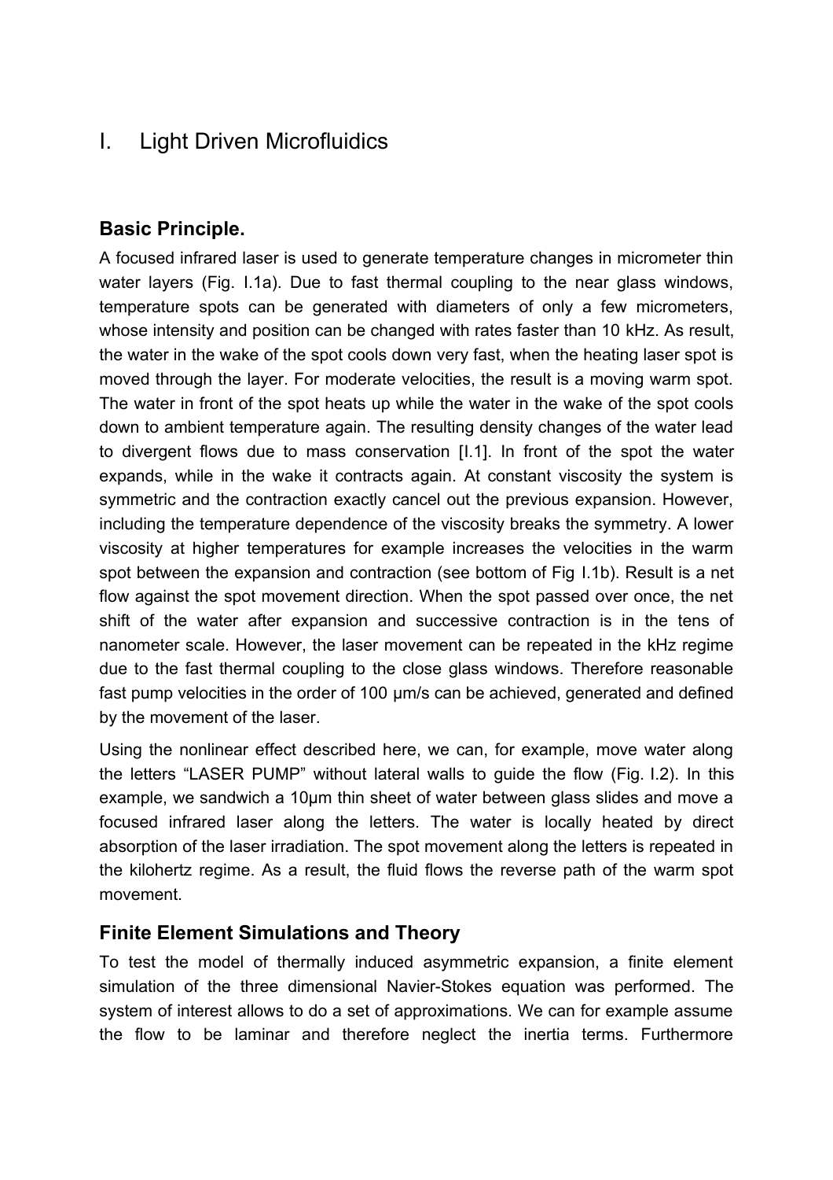# I. Light Driven Microfluidics

## Basic Principle.

A focused infrared laser is used to generate temperature changes in micrometer thin water layers (Fig. I.1a). Due to fast thermal coupling to the near glass windows, temperature spots can be generated with diameters of only a few micrometers, whose intensity and position can be changed with rates faster than 10 kHz. As result, the water in the wake of the spot cools down very fast, when the heating laser spot is moved through the layer. For moderate velocities, the result is a moving warm spot. The water in front of the spot heats up while the water in the wake of the spot cools down to ambient temperature again. The resulting density changes of the water lead to divergent flows due to mass conservation [I.1]. In front of the spot the water expands, while in the wake it contracts again. At constant viscosity the system is symmetric and the contraction exactly cancel out the previous expansion. However, including the temperature dependence of the viscosity breaks the symmetry. A lower viscosity at higher temperatures for example increases the velocities in the warm spot between the expansion and contraction (see bottom of Fig I.1b). Result is a net flow against the spot movement direction. When the spot passed over once, the net shift of the water after expansion and successive contraction is in the tens of nanometer scale. However, the laser movement can be repeated in the kHz regime due to the fast thermal coupling to the close glass windows. Therefore reasonable fast pump velocities in the order of 100 µm/s can be achieved, generated and defined by the movement of the laser.

Using the nonlinear effect described here, we can, for example, move water along the letters “LASER PUMP” without lateral walls to guide the flow (Fig. I.2). In this example, we sandwich a 10µm thin sheet of water between glass slides and move a focused infrared laser along the letters. The water is locally heated by direct absorption of the laser irradiation. The spot movement along the letters is repeated in the kilohertz regime. As a result, the fluid flows the reverse path of the warm spot movement.

## Finite Element Simulations and Theory

To test the model of thermally induced asymmetric expansion, a finite element simulation of the three dimensional Navier-Stokes equation was performed. The system of interest allows to do a set of approximations. We can for example assume the flow to be laminar and therefore neglect the inertia terms. Furthermore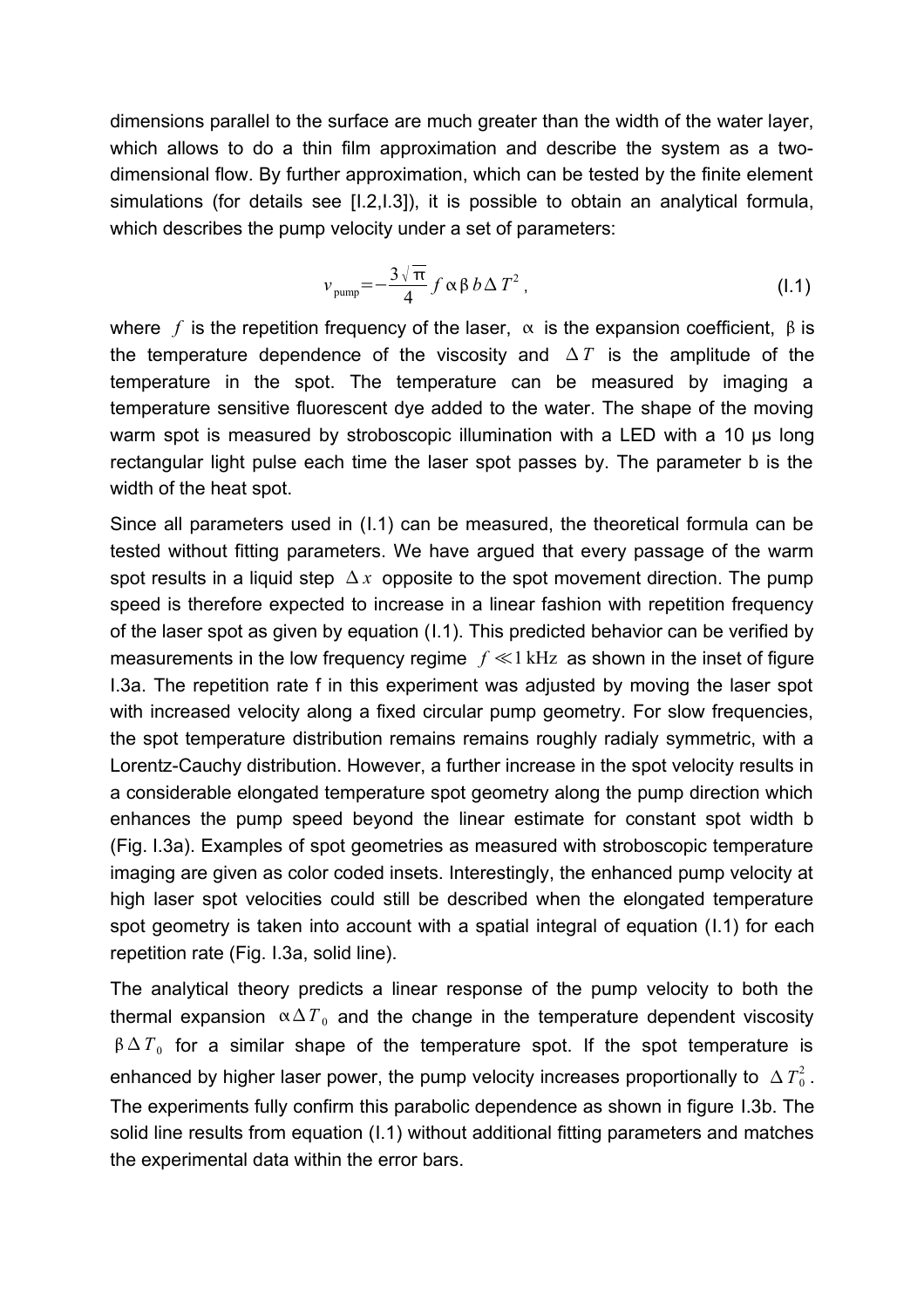dimensions parallel to the surface are much greater than the width of the water layer, which allows to do a thin film approximation and describe the system as a two-dimensional flow. By further approximation, which can be tested by the finite element simulations (for details see [I.2,I.3]), it is possible to obtain an analytical formula, which describes the pump velocity under a set of parameters:

$$v_{\text{pump}} = -\frac{3\sqrt{\pi}}{4} f \alpha \beta b \Delta T^2 , \tag{I.1}$$

where $f$ is the repetition frequency of the laser, $\alpha$ is the expansion coefficient, $\beta$ is the temperature dependence of the viscosity and $\Delta T$ is the amplitude of the temperature in the spot. The temperature can be measured by imaging a temperature sensitive fluorescent dye added to the water. The shape of the moving warm spot is measured by stroboscopic illumination with a LED with a 10 µs long rectangular light pulse each time the laser spot passes by. The parameter b is the width of the heat spot.

Since all parameters used in (I.1) can be measured, the theoretical formula can be tested without fitting parameters. We have argued that every passage of the warm spot results in a liquid step $\Delta x$ opposite to the spot movement direction. The pump speed is therefore expected to increase in a linear fashion with repetition frequency of the laser spot as given by equation (I.1). This predicted behavior can be verified by measurements in the low frequency regime $f \ll 1\,\text{kHz}$ as shown in the inset of figure I.3a. The repetition rate f in this experiment was adjusted by moving the laser spot with increased velocity along a fixed circular pump geometry. For slow frequencies, the spot temperature distribution remains remains roughly radialy symmetric, with a Lorentz-Cauchy distribution. However, a further increase in the spot velocity results in a considerable elongated temperature spot geometry along the pump direction which enhances the pump speed beyond the linear estimate for constant spot width b (Fig. I.3a). Examples of spot geometries as measured with stroboscopic temperature imaging are given as color coded insets. Interestingly, the enhanced pump velocity at high laser spot velocities could still be described when the elongated temperature spot geometry is taken into account with a spatial integral of equation (I.1) for each repetition rate (Fig. I.3a, solid line).

The analytical theory predicts a linear response of the pump velocity to both the thermal expansion $\alpha \Delta T_0$ and the change in the temperature dependent viscosity $\beta \Delta T_0$ for a similar shape of the temperature spot. If the spot temperature is enhanced by higher laser power, the pump velocity increases proportionally to $\Delta T_0^2$. The experiments fully confirm this parabolic dependence as shown in figure I.3b. The solid line results from equation (I.1) without additional fitting parameters and matches the experimental data within the error bars.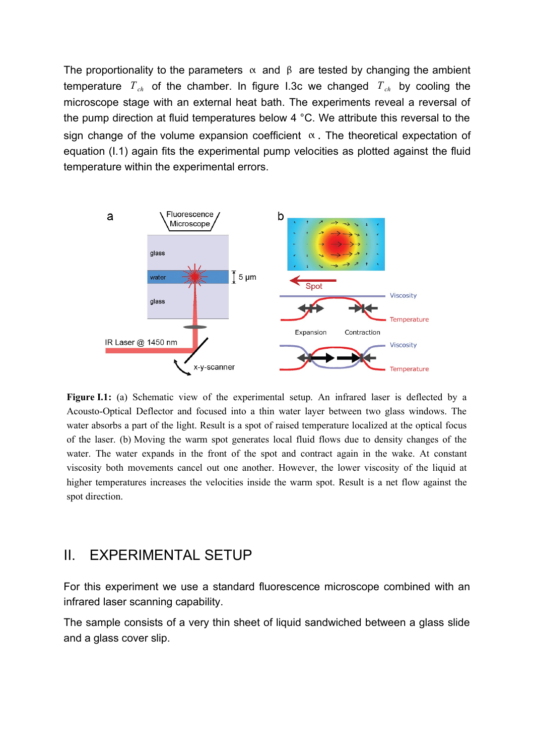The proportionality to the parameters $\alpha$ and $\beta$ are tested by changing the ambient temperature $T_{ch}$ of the chamber. In figure I.3c we changed $T_{ch}$ by cooling the microscope stage with an external heat bath. The experiments reveal a reversal of the pump direction at fluid temperatures below 4 °C. We attribute this reversal to the sign change of the volume expansion coefficient $\alpha$. The theoretical expectation of equation (I.1) again fits the experimental pump velocities as plotted against the fluid temperature within the experimental errors.

**Figure I.1:** (a) Schematic view of the experimental setup. An infrared laser is deflected by a Acousto-Optical Deflector and focused into a thin water layer between two glass windows. The water absorbs a part of the light. Result is a spot of raised temperature localized at the optical focus of the laser. (b) Moving the warm spot generates local fluid flows due to density changes of the water. The water expands in the front of the spot and contract again in the wake. At constant viscosity both movements cancel out one another. However, the lower viscosity of the liquid at higher temperatures increases the velocities inside the warm spot. Result is a net flow against the spot direction.

# II. EXPERIMENTAL SETUP

For this experiment we use a standard fluorescence microscope combined with an infrared laser scanning capability.

The sample consists of a very thin sheet of liquid sandwiched between a glass slide and a glass cover slip.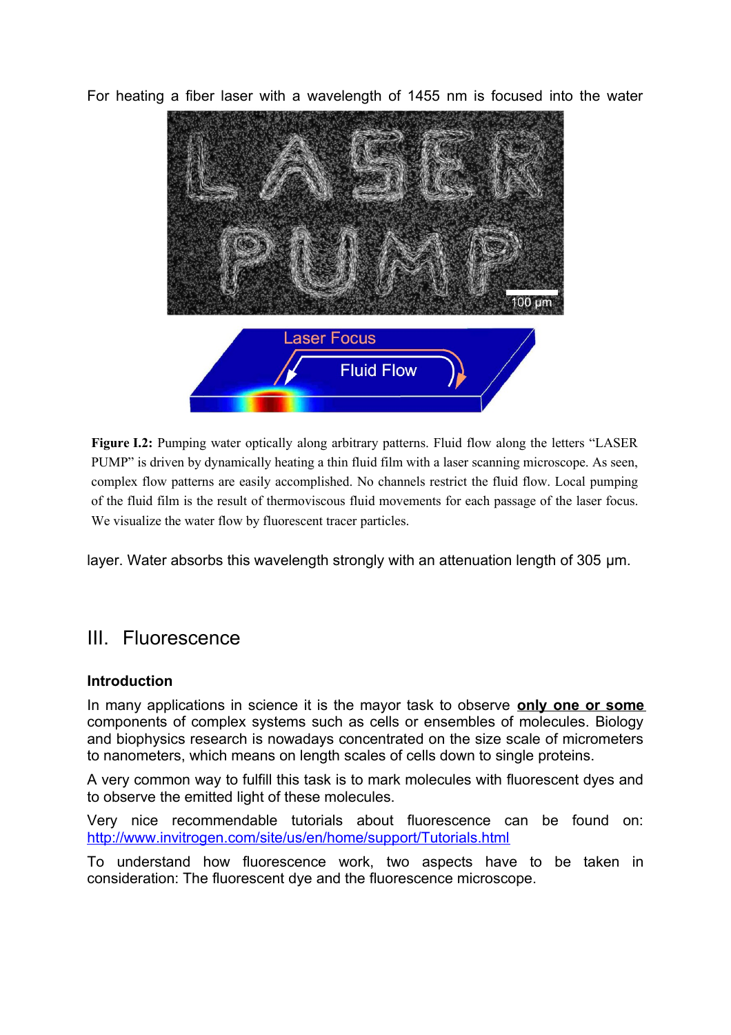For heating a fiber laser with a wavelength of 1455 nm is focused into the water layer. Water absorbs this wavelength strongly with an attenuation length of 305 µm.

**Figure I.2:** Pumping water optically along arbitrary patterns. Fluid flow along the letters "LASER PUMP" is driven by dynamically heating a thin fluid film with a laser scanning microscope. As seen, complex flow patterns are easily accomplished. No channels restrict the fluid flow. Local pumping of the fluid film is the result of thermoviscous fluid movements for each passage of the laser focus. We visualize the water flow by fluorescent tracer particles.

# III. Fluorescence

### Introduction

In many applications in science it is the mayor task to observe **only one or some** components of complex systems such as cells or ensembles of molecules. Biology and biophysics research is nowadays concentrated on the size scale of micrometers to nanometers, which means on length scales of cells down to single proteins.

A very common way to fulfill this task is to mark molecules with fluorescent dyes and to observe the emitted light of these molecules.

Very nice recommendable tutorials about fluorescence can be found on: http://www.invitrogen.com/site/us/en/home/support/Tutorials.html

To understand how fluorescence work, two aspects have to be taken in consideration: The fluorescent dye and the fluorescence microscope.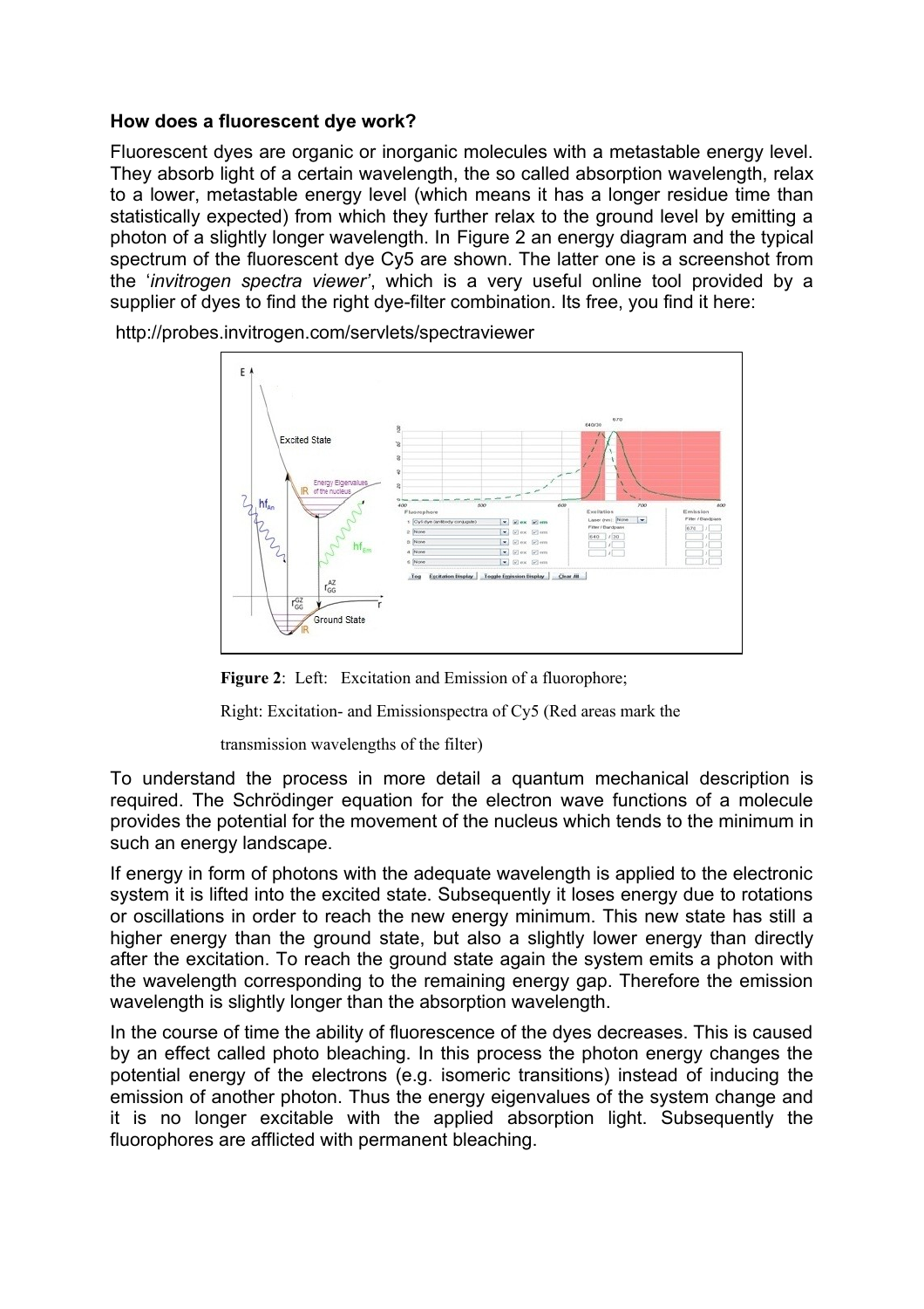**How does a fluorescent dye work?**

Fluorescent dyes are organic or inorganic molecules with a metastable energy level. They absorb light of a certain wavelength, the so called absorption wavelength, relax to a lower, metastable energy level (which means it has a longer residue time than statistically expected) from which they further relax to the ground level by emitting a photon of a slightly longer wavelength. In Figure 2 an energy diagram and the typical spectrum of the fluorescent dye Cy5 are shown. The latter one is a screenshot from the '*invitrogen spectra viewer*', which is a very useful online tool provided by a supplier of dyes to find the right dye-filter combination. Its free, you find it here:

http://probes.invitrogen.com/servlets/spectraviewer

**Figure 2**: Left: Excitation and Emission of a fluorophore;

Right: Excitation- and Emissionspectra of Cy5 (Red areas mark the transmission wavelengths of the filter)

To understand the process in more detail a quantum mechanical description is required. The Schrödinger equation for the electron wave functions of a molecule provides the potential for the movement of the nucleus which tends to the minimum in such an energy landscape.

If energy in form of photons with the adequate wavelength is applied to the electronic system it is lifted into the excited state. Subsequently it loses energy due to rotations or oscillations in order to reach the new energy minimum. This new state has still a higher energy than the ground state, but also a slightly lower energy than directly after the excitation. To reach the ground state again the system emits a photon with the wavelength corresponding to the remaining energy gap. Therefore the emission wavelength is slightly longer than the absorption wavelength.

In the course of time the ability of fluorescence of the dyes decreases. This is caused by an effect called photo bleaching. In this process the photon energy changes the potential energy of the electrons (e.g. isomeric transitions) instead of inducing the emission of another photon. Thus the energy eigenvalues of the system change and it is no longer excitable with the applied absorption light. Subsequently the fluorophores are afflicted with permanent bleaching.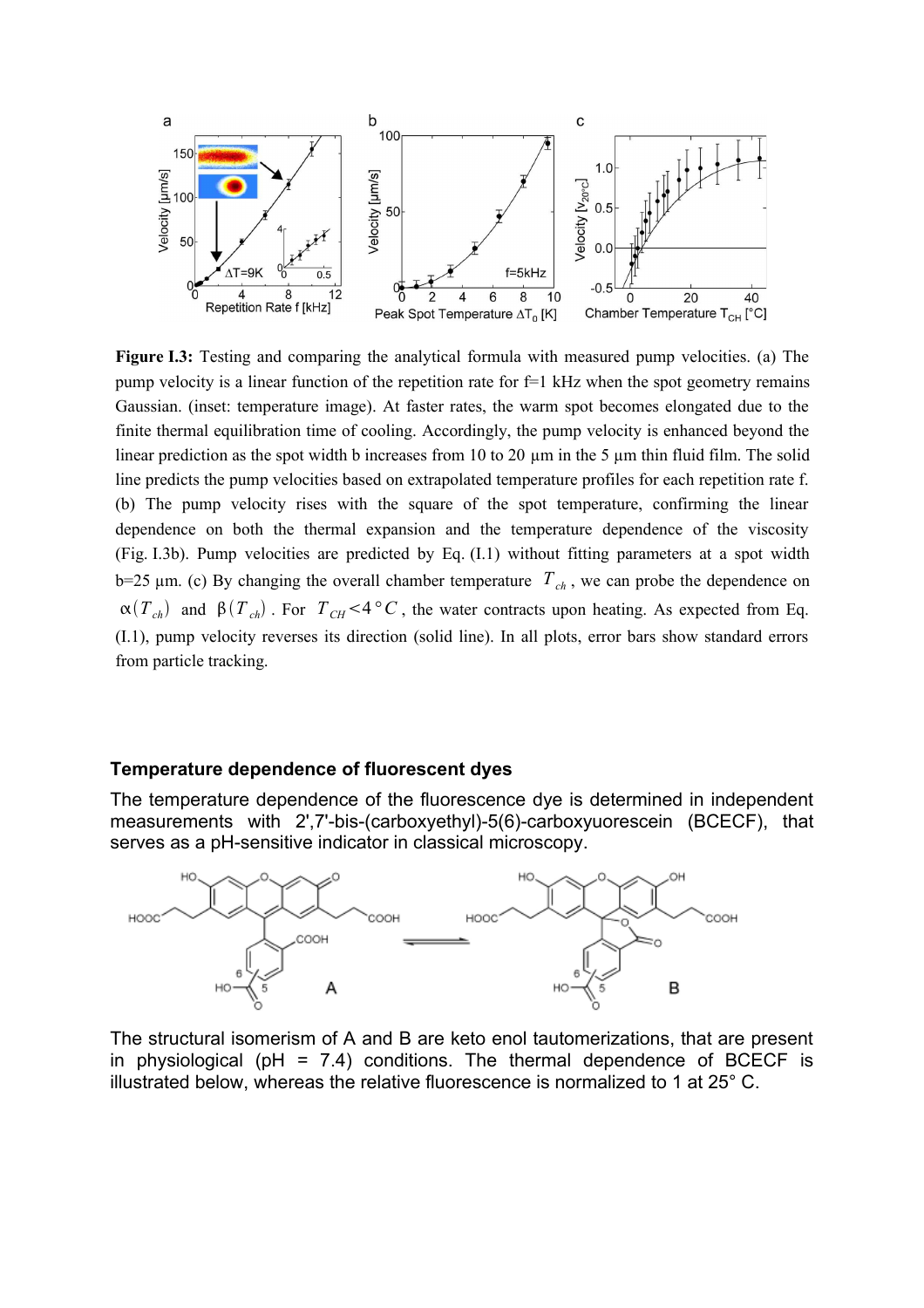**Figure I.3:** Testing and comparing the analytical formula with measured pump velocities. (a) The pump velocity is a linear function of the repetition rate for f=1 kHz when the spot geometry remains Gaussian. (inset: temperature image). At faster rates, the warm spot becomes elongated due to the finite thermal equilibration time of cooling. Accordingly, the pump velocity is enhanced beyond the linear prediction as the spot width b increases from 10 to 20 µm in the 5 µm thin fluid film. The solid line predicts the pump velocities based on extrapolated temperature profiles for each repetition rate f. (b) The pump velocity rises with the square of the spot temperature, confirming the linear dependence on both the thermal expansion and the temperature dependence of the viscosity (Fig. I.3b). Pump velocities are predicted by Eq. (I.1) without fitting parameters at a spot width b=25 µm. (c) By changing the overall chamber temperature $T_{ch}$, we can probe the dependence on $\alpha(T_{ch})$ and $\beta(T_{ch})$. For $T_{CH} < 4\,°C$, the water contracts upon heating. As expected from Eq. (I.1), pump velocity reverses its direction (solid line). In all plots, error bars show standard errors from particle tracking.

### Temperature dependence of fluorescent dyes

The temperature dependence of the fluorescence dye is determined in independent measurements with 2',7'-bis-(carboxyethyl)-5(6)-carboxyuorescein (BCECF), that serves as a pH-sensitive indicator in classical microscopy.

The structural isomerism of A and B are keto enol tautomerizations, that are present in physiological (pH = 7.4) conditions. The thermal dependence of BCECF is illustrated below, whereas the relative fluorescence is normalized to 1 at 25° C.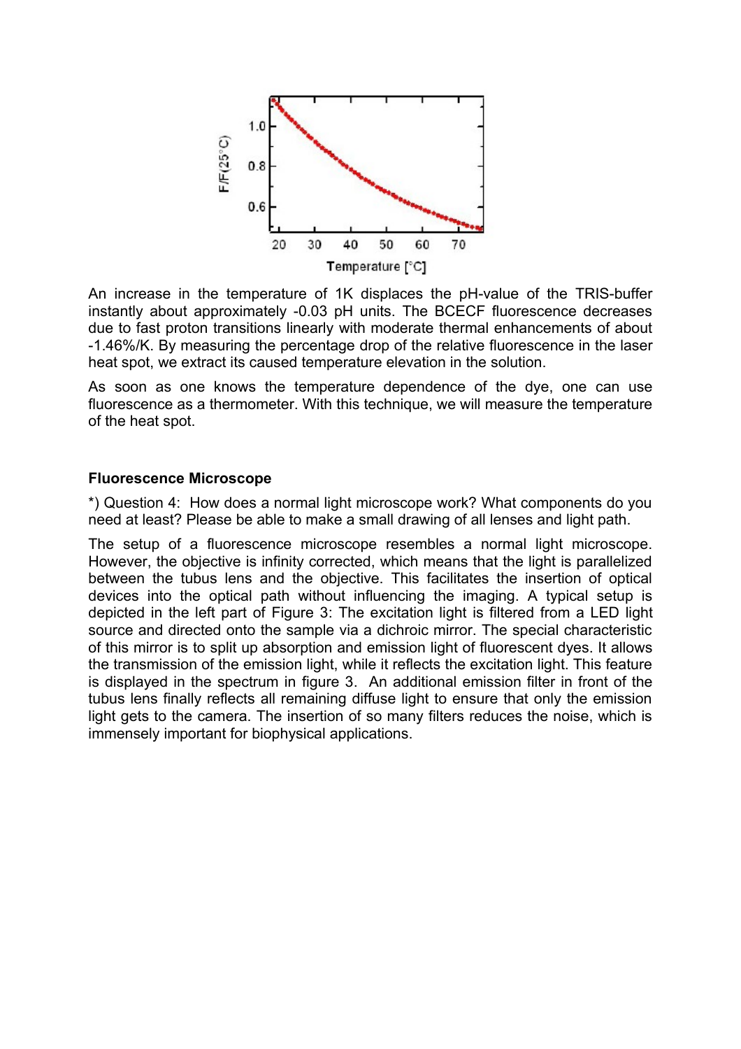An increase in the temperature of 1K displaces the pH-value of the TRIS-buffer instantly about approximately -0.03 pH units. The BCECF fluorescence decreases due to fast proton transitions linearly with moderate thermal enhancements of about -1.46%/K. By measuring the percentage drop of the relative fluorescence in the laser heat spot, we extract its caused temperature elevation in the solution.

As soon as one knows the temperature dependence of the dye, one can use fluorescence as a thermometer. With this technique, we will measure the temperature of the heat spot.

### Fluorescence Microscope

*) Question 4: How does a normal light microscope work? What components do you need at least? Please be able to make a small drawing of all lenses and light path.

The setup of a fluorescence microscope resembles a normal light microscope. However, the objective is infinity corrected, which means that the light is parallelized between the tubus lens and the objective. This facilitates the insertion of optical devices into the optical path without influencing the imaging. A typical setup is depicted in the left part of Figure 3: The excitation light is filtered from a LED light source and directed onto the sample via a dichroic mirror. The special characteristic of this mirror is to split up absorption and emission light of fluorescent dyes. It allows the transmission of the emission light, while it reflects the excitation light. This feature is displayed in the spectrum in figure 3. An additional emission filter in front of the tubus lens finally reflects all remaining diffuse light to ensure that only the emission light gets to the camera. The insertion of so many filters reduces the noise, which is immensely important for biophysical applications.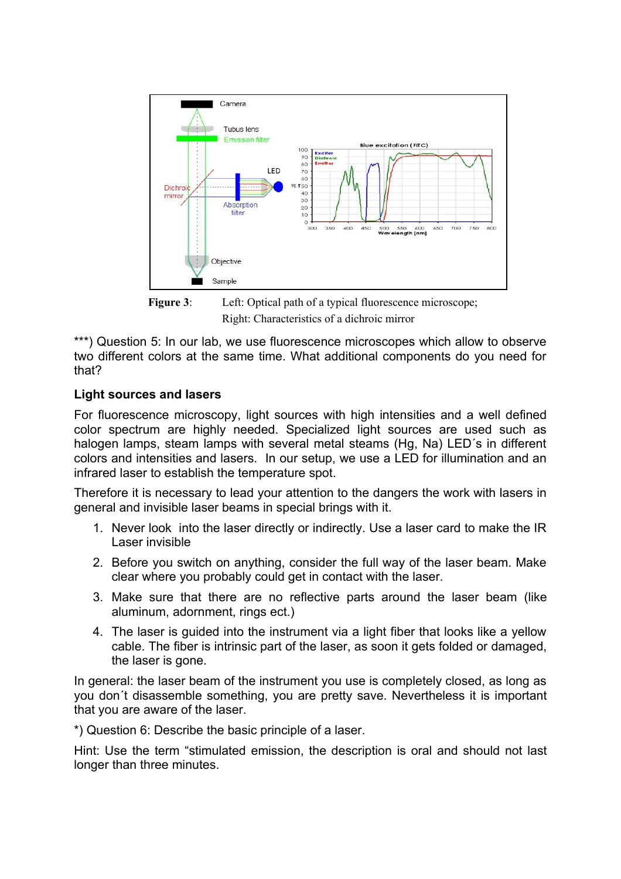**Figure 3**: Left: Optical path of a typical fluorescence microscope; Right: Characteristics of a dichroic mirror

***) Question 5: In our lab, we use fluorescence microscopes which allow to observe two different colors at the same time. What additional components do you need for that?

### Light sources and lasers

For fluorescence microscopy, light sources with high intensities and a well defined color spectrum are highly needed. Specialized light sources are used such as halogen lamps, steam lamps with several metal steams (Hg, Na) LED´s in different colors and intensities and lasers. In our setup, we use a LED for illumination and an infrared laser to establish the temperature spot.

Therefore it is necessary to lead your attention to the dangers the work with lasers in general and invisible laser beams in special brings with it.

1. Never look into the laser directly or indirectly. Use a laser card to make the IR Laser invisible
2. Before you switch on anything, consider the full way of the laser beam. Make clear where you probably could get in contact with the laser.
3. Make sure that there are no reflective parts around the laser beam (like aluminum, adornment, rings ect.)
4. The laser is guided into the instrument via a light fiber that looks like a yellow cable. The fiber is intrinsic part of the laser, as soon it gets folded or damaged, the laser is gone.

In general: the laser beam of the instrument you use is completely closed, as long as you don´t disassemble something, you are pretty save. Nevertheless it is important that you are aware of the laser.

*) Question 6: Describe the basic principle of a laser.

Hint: Use the term "stimulated emission, the description is oral and should not last longer than three minutes.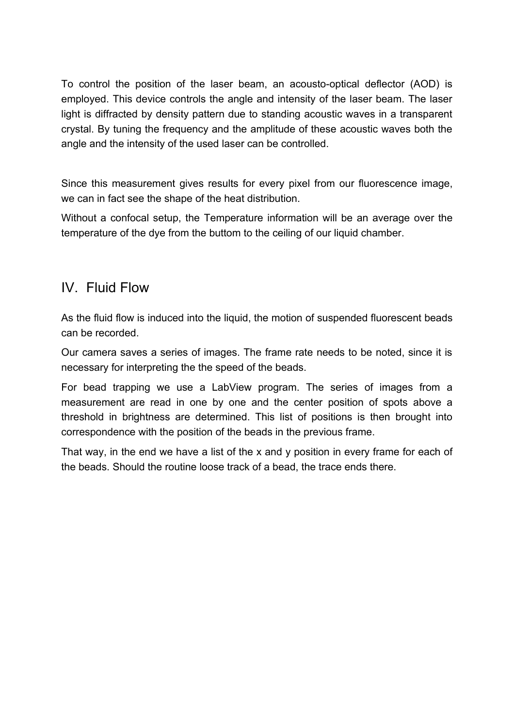To control the position of the laser beam, an acousto-optical deflector (AOD) is employed. This device controls the angle and intensity of the laser beam. The laser light is diffracted by density pattern due to standing acoustic waves in a transparent crystal. By tuning the frequency and the amplitude of these acoustic waves both the angle and the intensity of the used laser can be controlled.

Since this measurement gives results for every pixel from our fluorescence image, we can in fact see the shape of the heat distribution.

Without a confocal setup, the Temperature information will be an average over the temperature of the dye from the buttom to the ceiling of our liquid chamber.

## IV. Fluid Flow

As the fluid flow is induced into the liquid, the motion of suspended fluorescent beads can be recorded.

Our camera saves a series of images. The frame rate needs to be noted, since it is necessary for interpreting the the speed of the beads.

For bead trapping we use a LabView program. The series of images from a measurement are read in one by one and the center position of spots above a threshold in brightness are determined. This list of positions is then brought into correspondence with the position of the beads in the previous frame.

That way, in the end we have a list of the x and y position in every frame for each of the beads. Should the routine loose track of a bead, the trace ends there.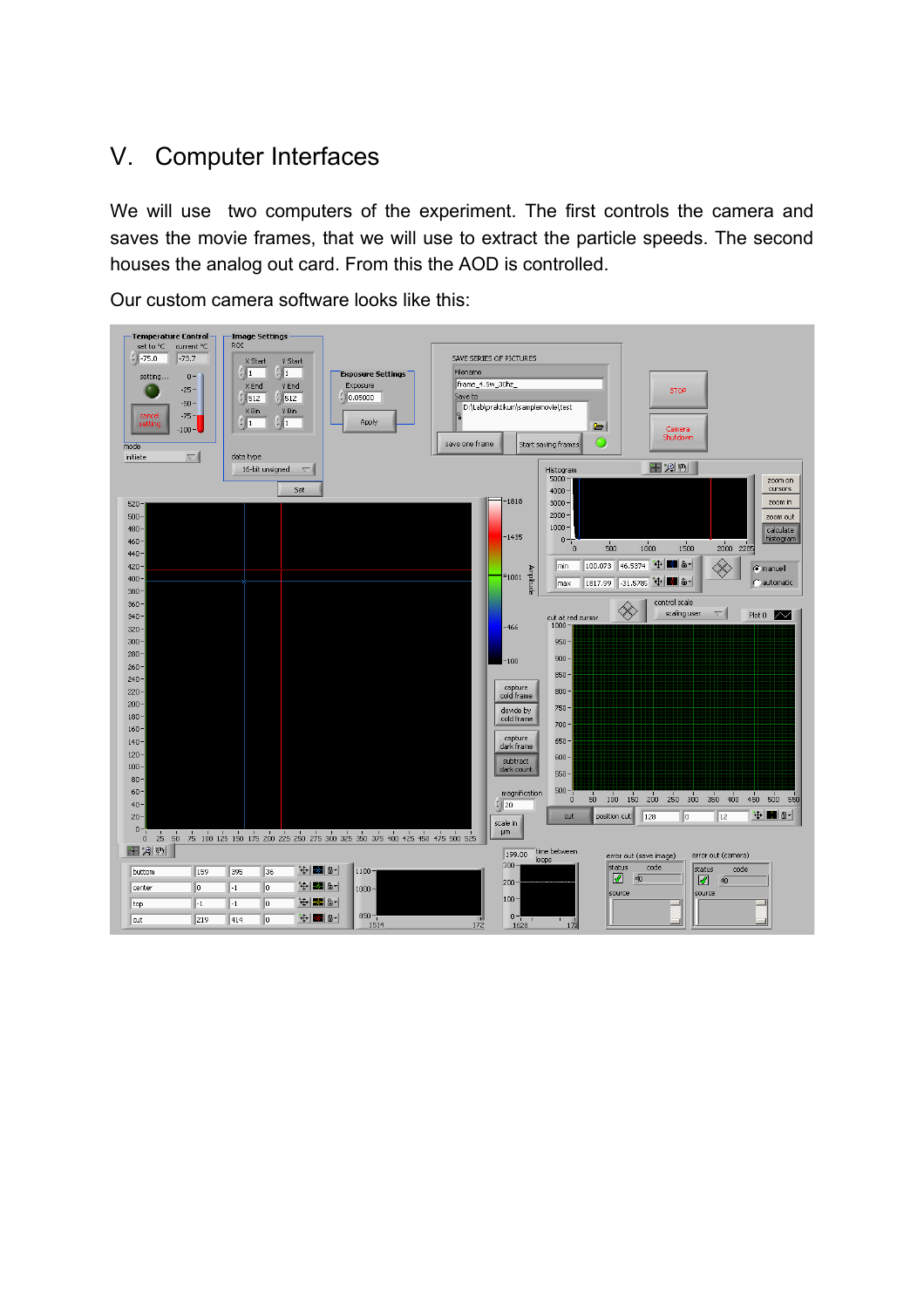# V. Computer Interfaces

We will use two computers of the experiment. The first controls the camera and saves the movie frames, that we will use to extract the particle speeds. The second houses the analog out card. From this the AOD is controlled.

Our custom camera software looks like this: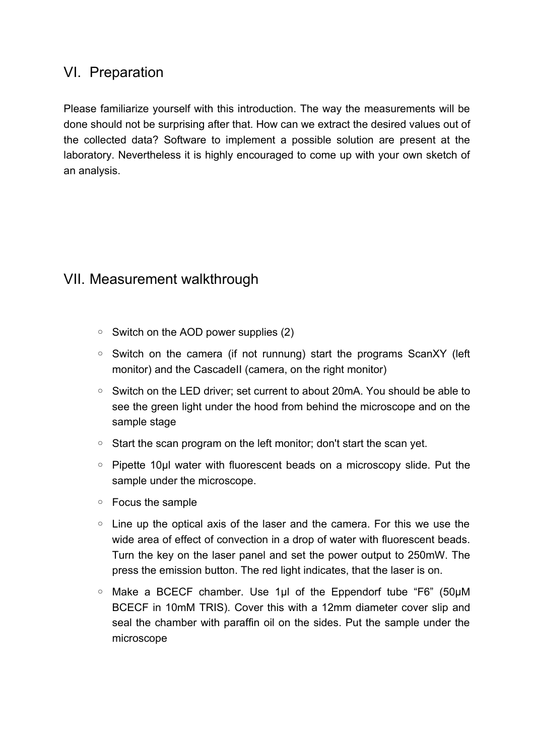## VI. Preparation

Please familiarize yourself with this introduction. The way the measurements will be done should not be surprising after that. How can we extract the desired values out of the collected data? Software to implement a possible solution are present at the laboratory. Nevertheless it is highly encouraged to come up with your own sketch of an analysis.

## VII. Measurement walkthrough

- Switch on the AOD power supplies (2)
- Switch on the camera (if not runnung) start the programs ScanXY (left monitor) and the CascadeII (camera, on the right monitor)
- Switch on the LED driver; set current to about 20mA. You should be able to see the green light under the hood from behind the microscope and on the sample stage
- Start the scan program on the left monitor; don't start the scan yet.
- Pipette 10µl water with fluorescent beads on a microscopy slide. Put the sample under the microscope.
- Focus the sample
- Line up the optical axis of the laser and the camera. For this we use the wide area of effect of convection in a drop of water with fluorescent beads. Turn the key on the laser panel and set the power output to 250mW. The press the emission button. The red light indicates, that the laser is on.
- Make a BCECF chamber. Use 1µl of the Eppendorf tube “F6” (50µM BCECF in 10mM TRIS). Cover this with a 12mm diameter cover slip and seal the chamber with paraffin oil on the sides. Put the sample under the microscope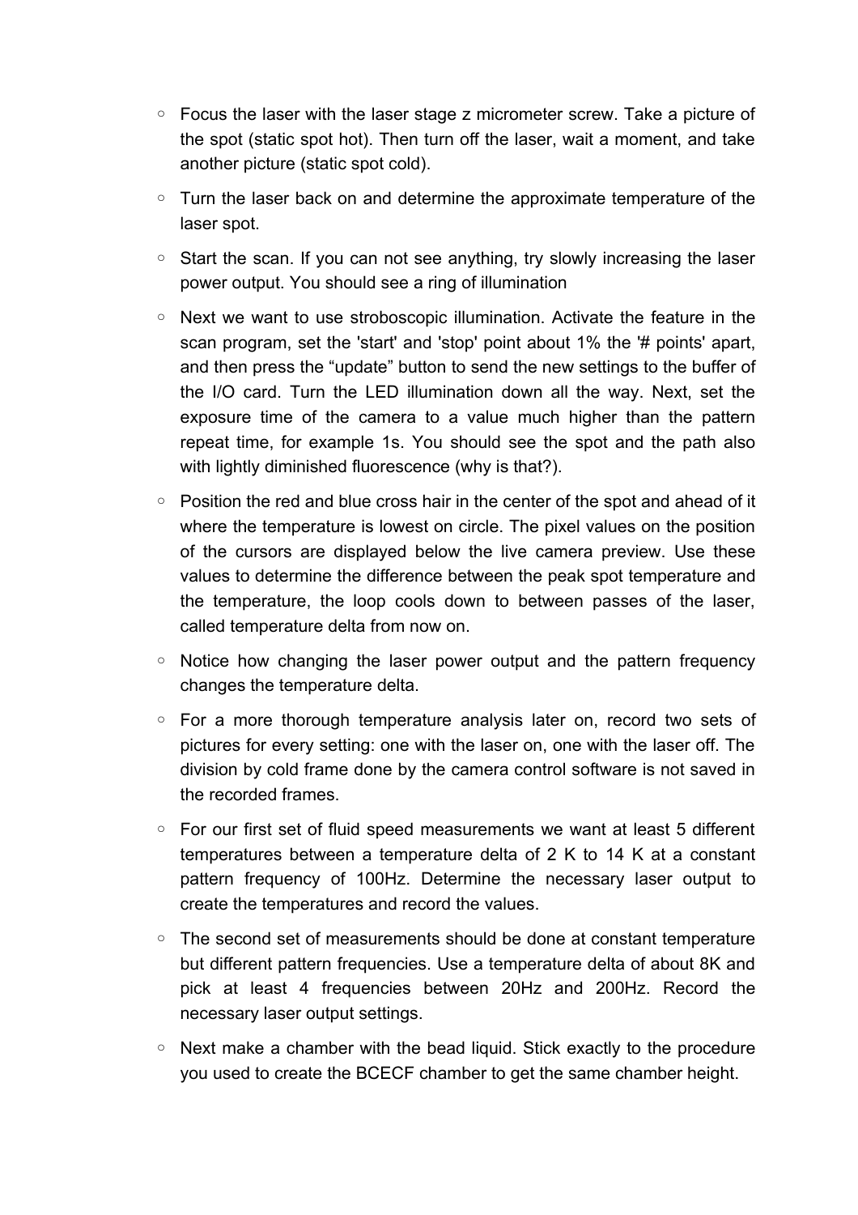- Focus the laser with the laser stage z micrometer screw. Take a picture of the spot (static spot hot). Then turn off the laser, wait a moment, and take another picture (static spot cold).
- Turn the laser back on and determine the approximate temperature of the laser spot.
- Start the scan. If you can not see anything, try slowly increasing the laser power output. You should see a ring of illumination
- Next we want to use stroboscopic illumination. Activate the feature in the scan program, set the 'start' and 'stop' point about 1% the '# points' apart, and then press the “update” button to send the new settings to the buffer of the I/O card. Turn the LED illumination down all the way. Next, set the exposure time of the camera to a value much higher than the pattern repeat time, for example 1s. You should see the spot and the path also with lightly diminished fluorescence (why is that?).
- Position the red and blue cross hair in the center of the spot and ahead of it where the temperature is lowest on circle. The pixel values on the position of the cursors are displayed below the live camera preview. Use these values to determine the difference between the peak spot temperature and the temperature, the loop cools down to between passes of the laser, called temperature delta from now on.
- Notice how changing the laser power output and the pattern frequency changes the temperature delta.
- For a more thorough temperature analysis later on, record two sets of pictures for every setting: one with the laser on, one with the laser off. The division by cold frame done by the camera control software is not saved in the recorded frames.
- For our first set of fluid speed measurements we want at least 5 different temperatures between a temperature delta of 2 K to 14 K at a constant pattern frequency of 100Hz. Determine the necessary laser output to create the temperatures and record the values.
- The second set of measurements should be done at constant temperature but different pattern frequencies. Use a temperature delta of about 8K and pick at least 4 frequencies between 20Hz and 200Hz. Record the necessary laser output settings.
- Next make a chamber with the bead liquid. Stick exactly to the procedure you used to create the BCECF chamber to get the same chamber height.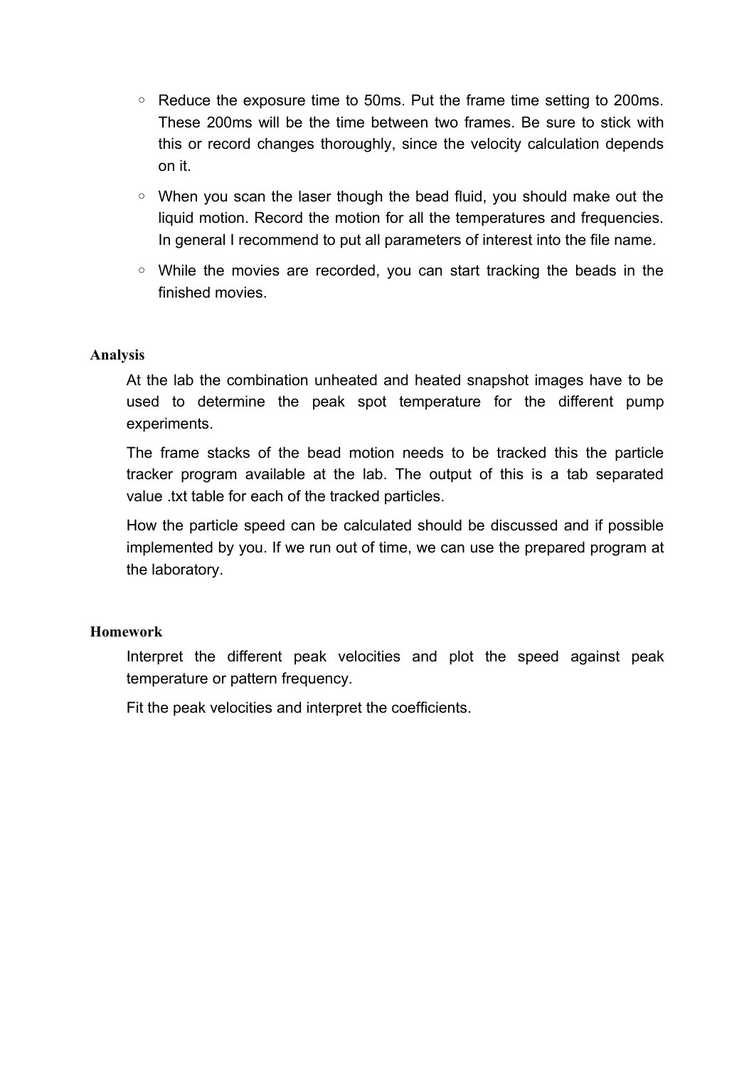- Reduce the exposure time to 50ms. Put the frame time setting to 200ms. These 200ms will be the time between two frames. Be sure to stick with this or record changes thoroughly, since the velocity calculation depends on it.
- When you scan the laser though the bead fluid, you should make out the liquid motion. Record the motion for all the temperatures and frequencies. In general I recommend to put all parameters of interest into the file name.
- While the movies are recorded, you can start tracking the beads in the finished movies.

**Analysis**

At the lab the combination unheated and heated snapshot images have to be used to determine the peak spot temperature for the different pump experiments.

The frame stacks of the bead motion needs to be tracked this the particle tracker program available at the lab. The output of this is a tab separated value .txt table for each of the tracked particles.

How the particle speed can be calculated should be discussed and if possible implemented by you. If we run out of time, we can use the prepared program at the laboratory.

**Homework**

Interpret the different peak velocities and plot the speed against peak temperature or pattern frequency.

Fit the peak velocities and interpret the coefficients.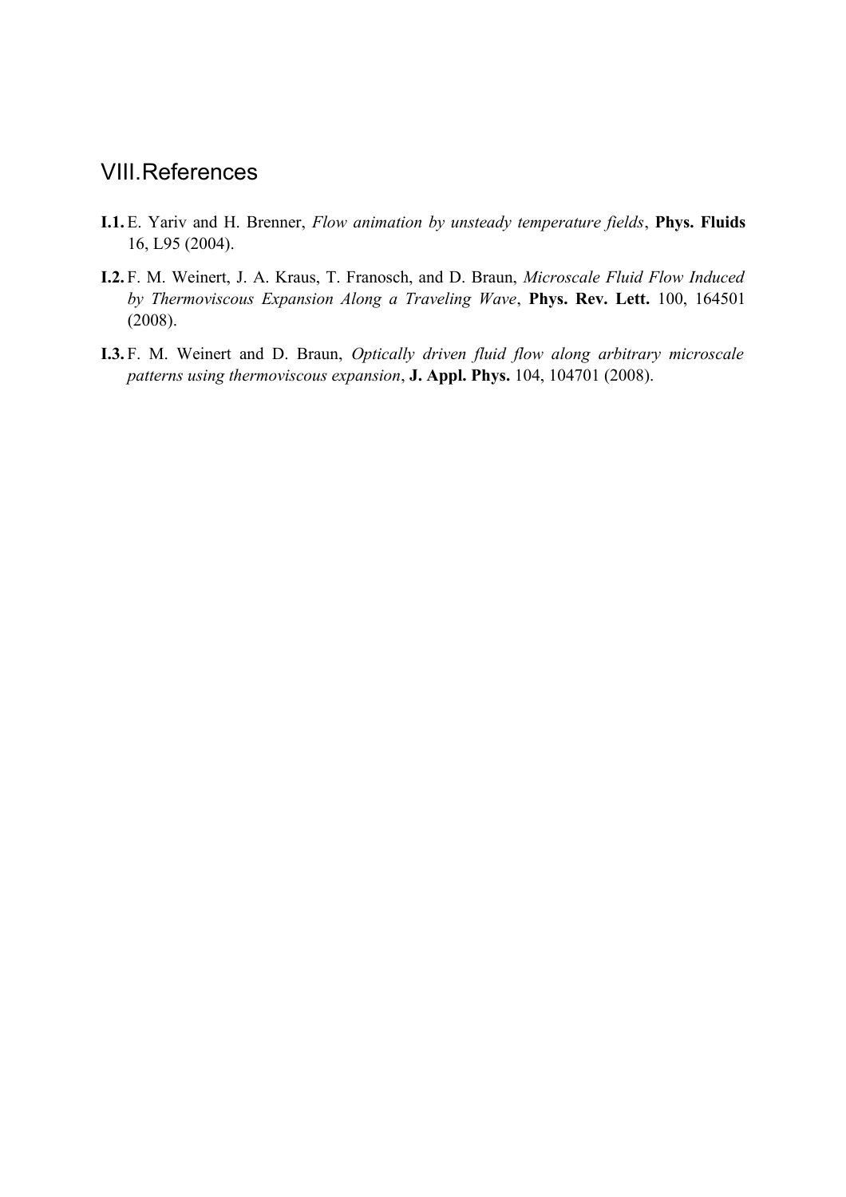# VIII. References

**I.1.** E. Yariv and H. Brenner, *Flow animation by unsteady temperature fields*, **Phys. Fluids** 16, L95 (2004).

**I.2.** F. M. Weinert, J. A. Kraus, T. Franosch, and D. Braun, *Microscale Fluid Flow Induced by Thermoviscous Expansion Along a Traveling Wave*, **Phys. Rev. Lett.** 100, 164501 (2008).

**I.3.** F. M. Weinert and D. Braun, *Optically driven fluid flow along arbitrary microscale patterns using thermoviscous expansion*, **J. Appl. Phys.** 104, 104701 (2008).